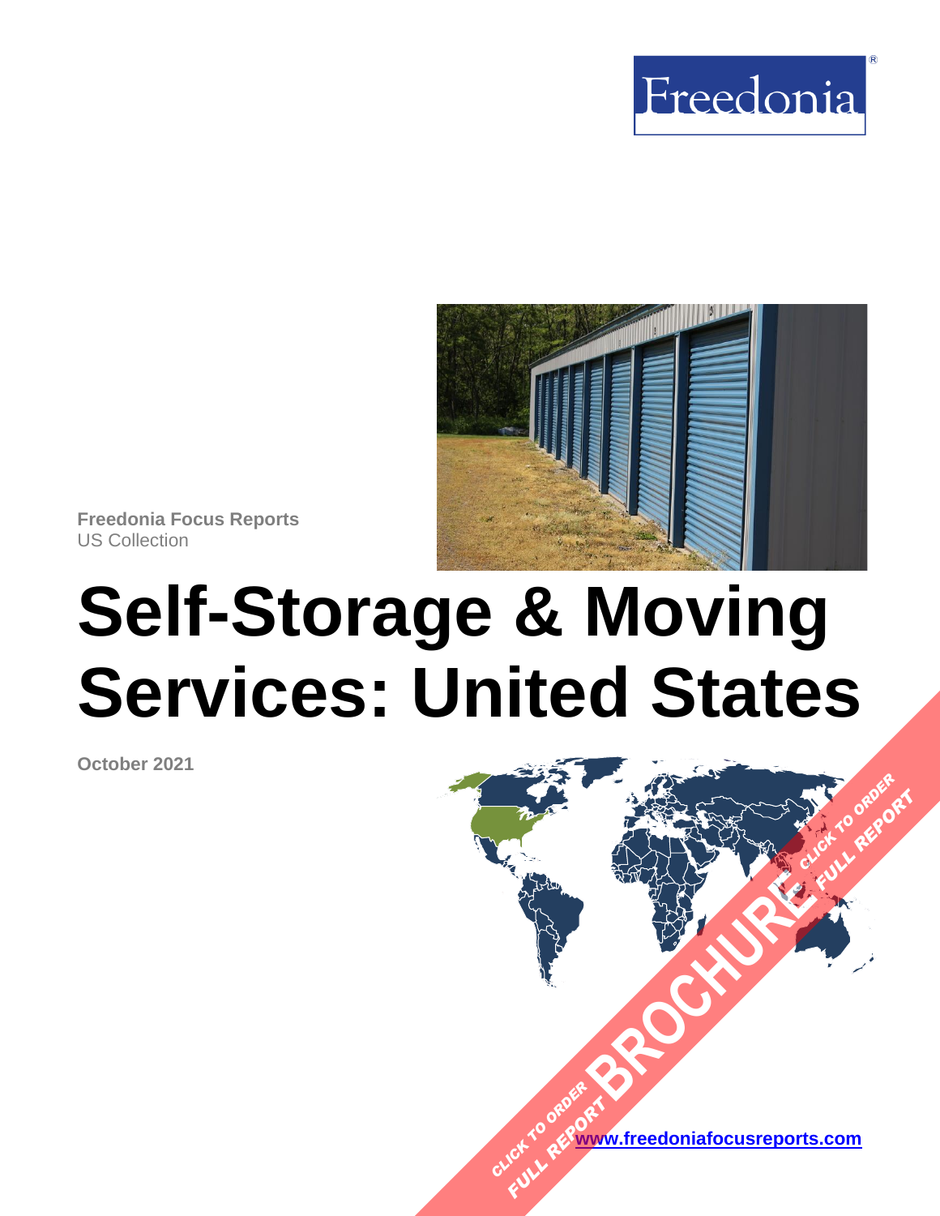Freedonia

Freedonia Focus Reports
US Collection

# Self-Storage & Moving Services: United States

October 2021

[www.freedoniafocusreports.com](www.freedoniafocusreports.com)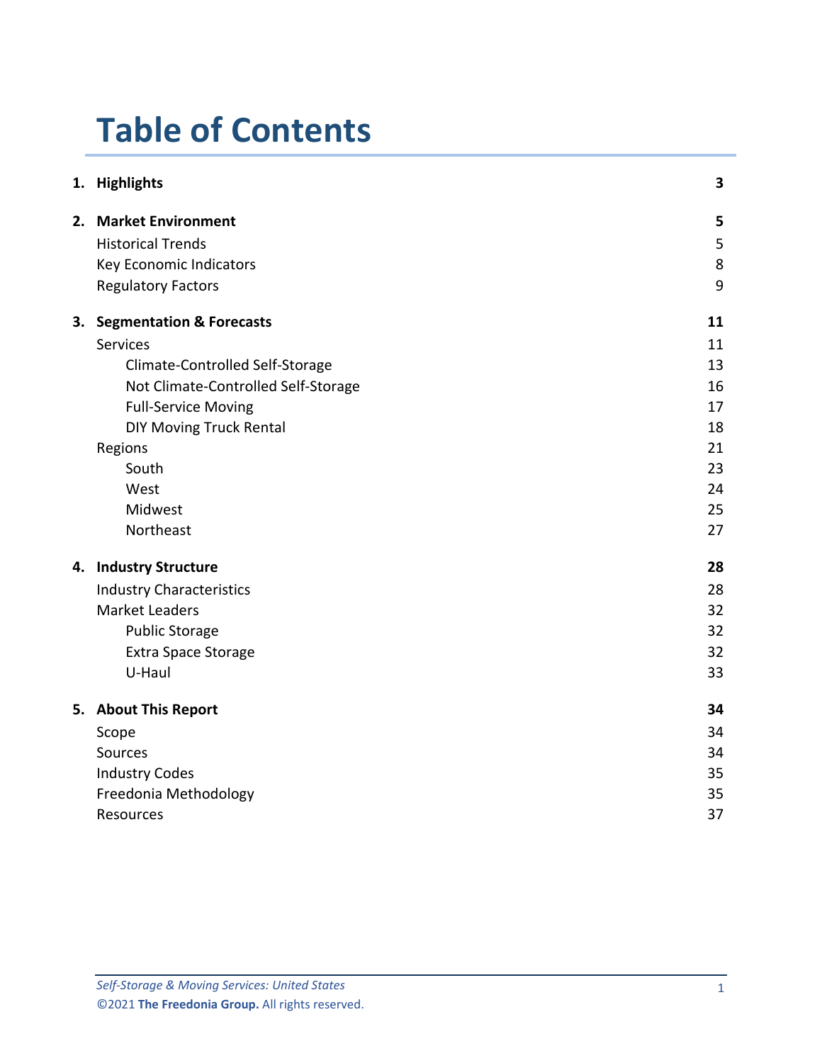# Table of Contents

| | | |
|---|---|---|
| **1.** | **Highlights** | **3** |
| **2.** | **Market Environment** | **5** |
| | Historical Trends | 5 |
| | Key Economic Indicators | 8 |
| | Regulatory Factors | 9 |
| **3.** | **Segmentation & Forecasts** | **11** |
| | Services | 11 |
| | Climate-Controlled Self-Storage | 13 |
| | Not Climate-Controlled Self-Storage | 16 |
| | Full-Service Moving | 17 |
| | DIY Moving Truck Rental | 18 |
| | Regions | 21 |
| | South | 23 |
| | West | 24 |
| | Midwest | 25 |
| | Northeast | 27 |
| **4.** | **Industry Structure** | **28** |
| | Industry Characteristics | 28 |
| | Market Leaders | 32 |
| | Public Storage | 32 |
| | Extra Space Storage | 32 |
| | U-Haul | 33 |
| **5.** | **About This Report** | **34** |
| | Scope | 34 |
| | Sources | 34 |
| | Industry Codes | 35 |
| | Freedonia Methodology | 35 |
| | Resources | 37 |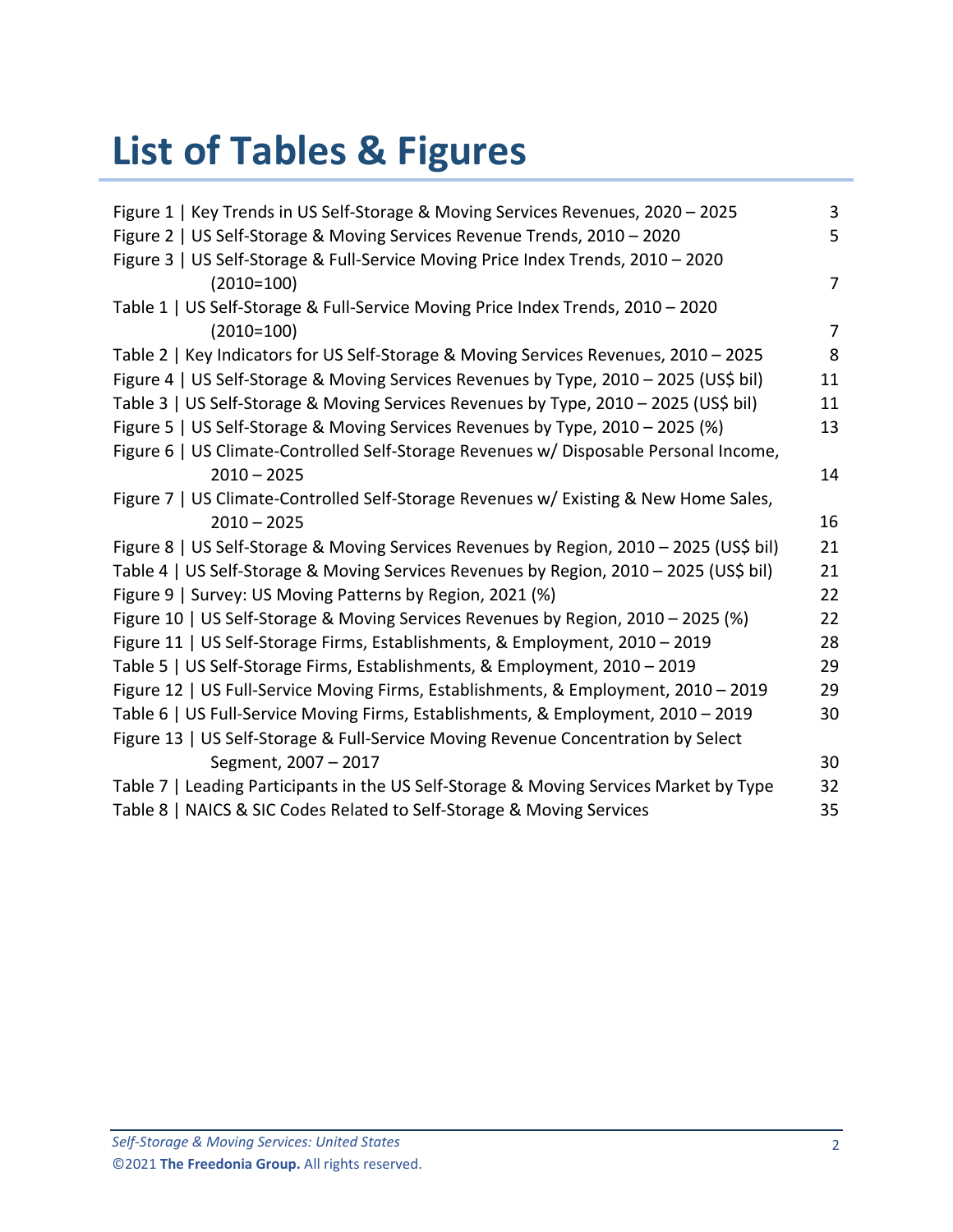# List of Tables & Figures

Figure 1 | Key Trends in US Self-Storage & Moving Services Revenues, 2020 – 2025 3
Figure 2 | US Self-Storage & Moving Services Revenue Trends, 2010 – 2020 5
Figure 3 | US Self-Storage & Full-Service Moving Price Index Trends, 2010 – 2020 (2010=100) 7
Table 1 | US Self-Storage & Full-Service Moving Price Index Trends, 2010 – 2020 (2010=100) 7
Table 2 | Key Indicators for US Self-Storage & Moving Services Revenues, 2010 – 2025 8
Figure 4 | US Self-Storage & Moving Services Revenues by Type, 2010 – 2025 (US$ bil) 11
Table 3 | US Self-Storage & Moving Services Revenues by Type, 2010 – 2025 (US$ bil) 11
Figure 5 | US Self-Storage & Moving Services Revenues by Type, 2010 – 2025 (%) 13
Figure 6 | US Climate-Controlled Self-Storage Revenues w/ Disposable Personal Income, 2010 – 2025 14
Figure 7 | US Climate-Controlled Self-Storage Revenues w/ Existing & New Home Sales, 2010 – 2025 16
Figure 8 | US Self-Storage & Moving Services Revenues by Region, 2010 – 2025 (US$ bil) 21
Table 4 | US Self-Storage & Moving Services Revenues by Region, 2010 – 2025 (US$ bil) 21
Figure 9 | Survey: US Moving Patterns by Region, 2021 (%) 22
Figure 10 | US Self-Storage & Moving Services Revenues by Region, 2010 – 2025 (%) 22
Figure 11 | US Self-Storage Firms, Establishments, & Employment, 2010 – 2019 28
Table 5 | US Self-Storage Firms, Establishments, & Employment, 2010 – 2019 29
Figure 12 | US Full-Service Moving Firms, Establishments, & Employment, 2010 – 2019 29
Table 6 | US Full-Service Moving Firms, Establishments, & Employment, 2010 – 2019 30
Figure 13 | US Self-Storage & Full-Service Moving Revenue Concentration by Select Segment, 2007 – 2017 30
Table 7 | Leading Participants in the US Self-Storage & Moving Services Market by Type 32
Table 8 | NAICS & SIC Codes Related to Self-Storage & Moving Services 35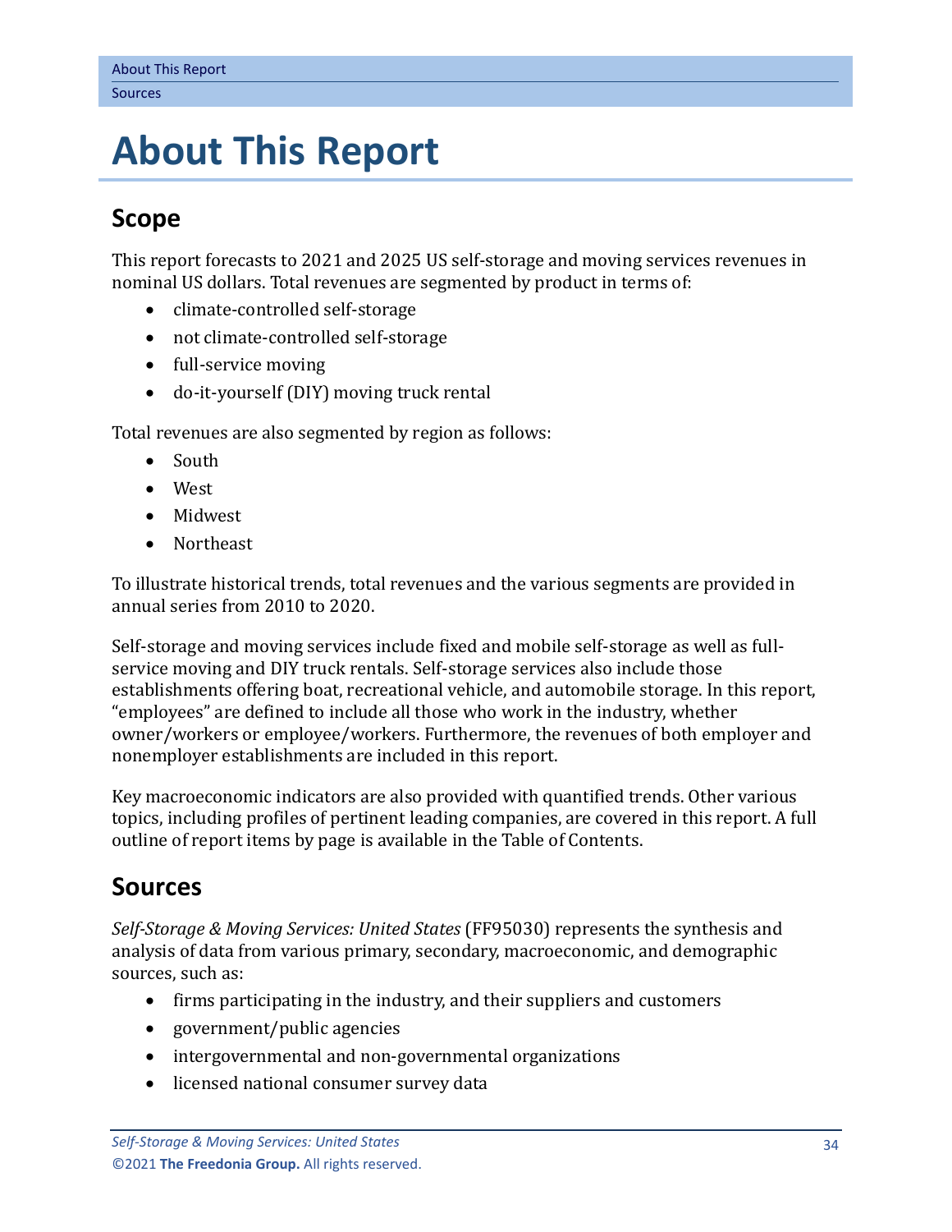# About This Report

## Scope

This report forecasts to 2021 and 2025 US self-storage and moving services revenues in nominal US dollars. Total revenues are segmented by product in terms of:

- climate-controlled self-storage
- not climate-controlled self-storage
- full-service moving
- do-it-yourself (DIY) moving truck rental

Total revenues are also segmented by region as follows:

- South
- West
- Midwest
- Northeast

To illustrate historical trends, total revenues and the various segments are provided in annual series from 2010 to 2020.

Self-storage and moving services include fixed and mobile self-storage as well as full-service moving and DIY truck rentals. Self-storage services also include those establishments offering boat, recreational vehicle, and automobile storage. In this report, "employees" are defined to include all those who work in the industry, whether owner/workers or employee/workers. Furthermore, the revenues of both employer and nonemployer establishments are included in this report.

Key macroeconomic indicators are also provided with quantified trends. Other various topics, including profiles of pertinent leading companies, are covered in this report. A full outline of report items by page is available in the Table of Contents.

## Sources

*Self-Storage & Moving Services: United States* (FF95030) represents the synthesis and analysis of data from various primary, secondary, macroeconomic, and demographic sources, such as:

- firms participating in the industry, and their suppliers and customers
- government/public agencies
- intergovernmental and non-governmental organizations
- licensed national consumer survey data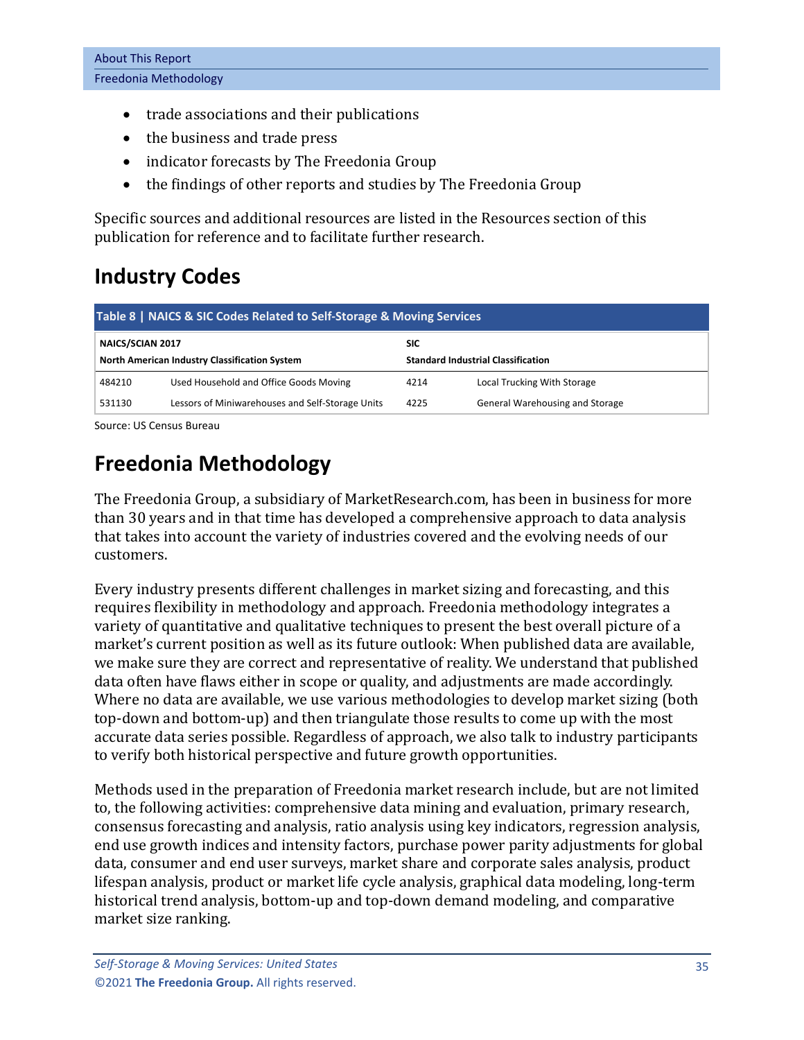- trade associations and their publications
- the business and trade press
- indicator forecasts by The Freedonia Group
- the findings of other reports and studies by The Freedonia Group

Specific sources and additional resources are listed in the Resources section of this publication for reference and to facilitate further research.

## Industry Codes

**Table 8 | NAICS & SIC Codes Related to Self-Storage & Moving Services**

| NAICS/SCIAN 2017<br>North American Industry Classification System | | SIC<br>Standard Industrial Classification | |
|---|---|---|---|
| 484210 | Used Household and Office Goods Moving | 4214 | Local Trucking With Storage |
| 531130 | Lessors of Miniwarehouses and Self-Storage Units | 4225 | General Warehousing and Storage |

Source: US Census Bureau

## Freedonia Methodology

The Freedonia Group, a subsidiary of MarketResearch.com, has been in business for more than 30 years and in that time has developed a comprehensive approach to data analysis that takes into account the variety of industries covered and the evolving needs of our customers.

Every industry presents different challenges in market sizing and forecasting, and this requires flexibility in methodology and approach. Freedonia methodology integrates a variety of quantitative and qualitative techniques to present the best overall picture of a market's current position as well as its future outlook: When published data are available, we make sure they are correct and representative of reality. We understand that published data often have flaws either in scope or quality, and adjustments are made accordingly. Where no data are available, we use various methodologies to develop market sizing (both top-down and bottom-up) and then triangulate those results to come up with the most accurate data series possible. Regardless of approach, we also talk to industry participants to verify both historical perspective and future growth opportunities.

Methods used in the preparation of Freedonia market research include, but are not limited to, the following activities: comprehensive data mining and evaluation, primary research, consensus forecasting and analysis, ratio analysis using key indicators, regression analysis, end use growth indices and intensity factors, purchase power parity adjustments for global data, consumer and end user surveys, market share and corporate sales analysis, product lifespan analysis, product or market life cycle analysis, graphical data modeling, long-term historical trend analysis, bottom-up and top-down demand modeling, and comparative market size ranking.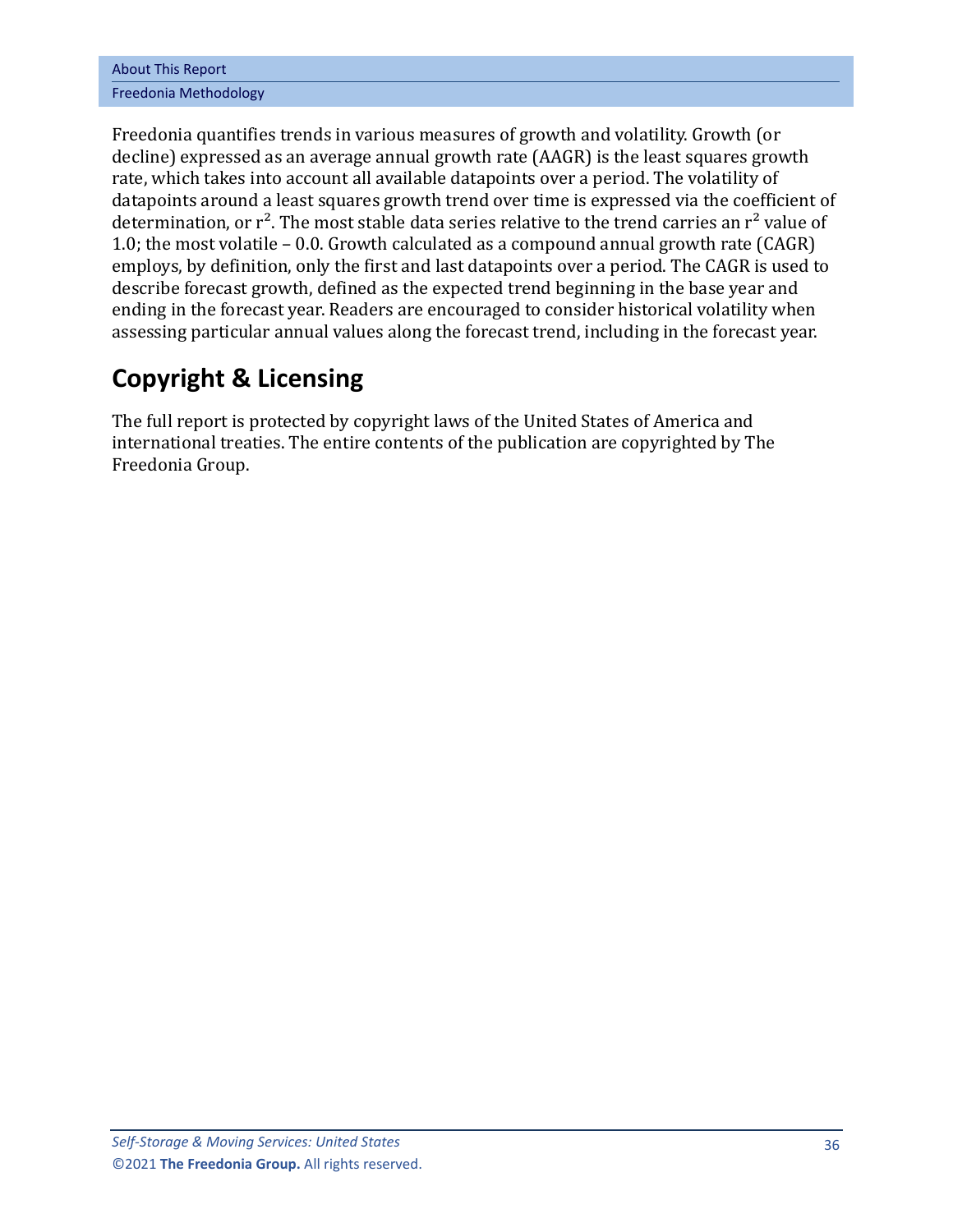Freedonia quantifies trends in various measures of growth and volatility. Growth (or decline) expressed as an average annual growth rate (AAGR) is the least squares growth rate, which takes into account all available datapoints over a period. The volatility of datapoints around a least squares growth trend over time is expressed via the coefficient of determination, or $r^2$. The most stable data series relative to the trend carries an $r^2$ value of 1.0; the most volatile – 0.0. Growth calculated as a compound annual growth rate (CAGR) employs, by definition, only the first and last datapoints over a period. The CAGR is used to describe forecast growth, defined as the expected trend beginning in the base year and ending in the forecast year. Readers are encouraged to consider historical volatility when assessing particular annual values along the forecast trend, including in the forecast year.

## Copyright & Licensing

The full report is protected by copyright laws of the United States of America and international treaties. The entire contents of the publication are copyrighted by The Freedonia Group.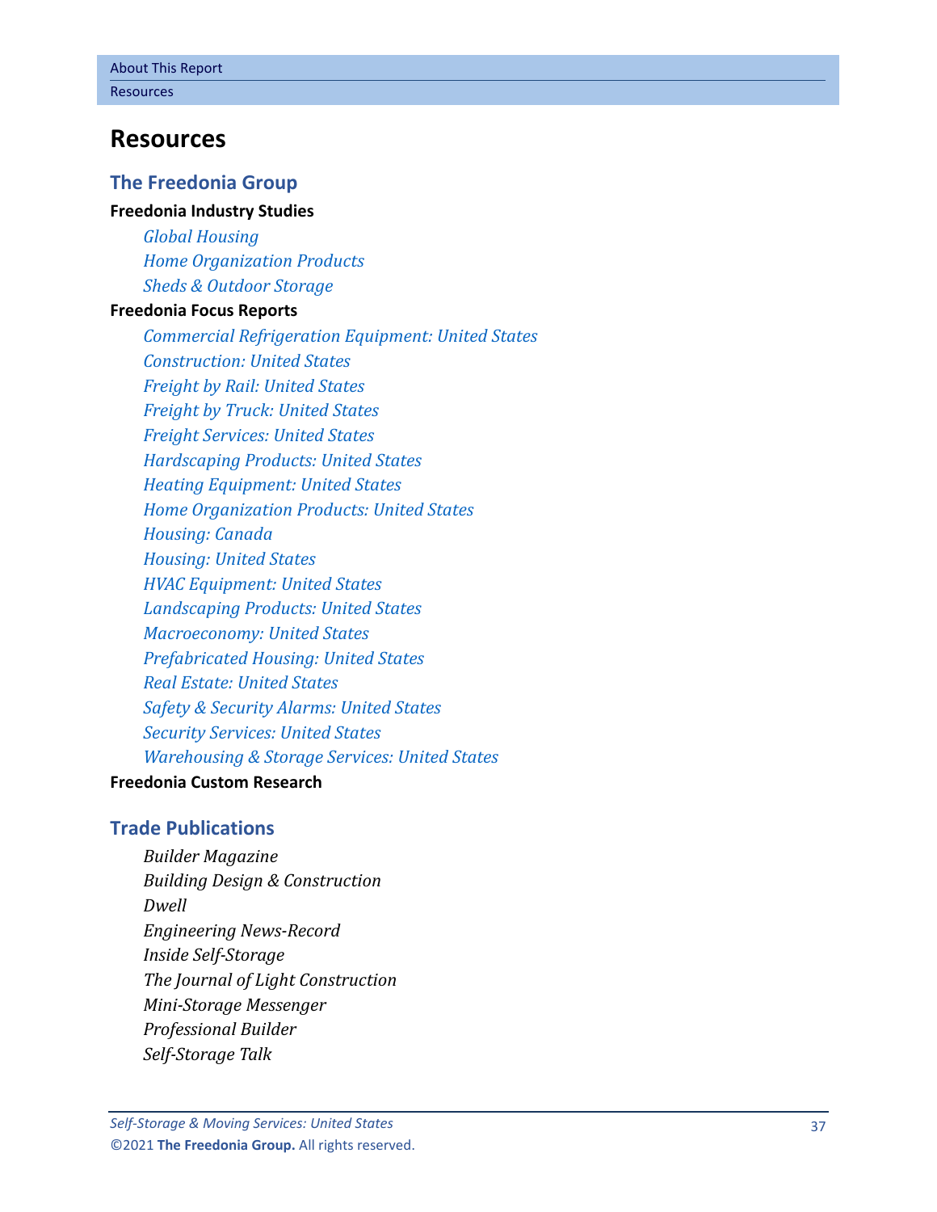# Resources

## The Freedonia Group

**Freedonia Industry Studies**

*Global Housing*
*Home Organization Products*
*Sheds & Outdoor Storage*

**Freedonia Focus Reports**

*Commercial Refrigeration Equipment: United States*
*Construction: United States*
*Freight by Rail: United States*
*Freight by Truck: United States*
*Freight Services: United States*
*Hardscaping Products: United States*
*Heating Equipment: United States*
*Home Organization Products: United States*
*Housing: Canada*
*Housing: United States*
*HVAC Equipment: United States*
*Landscaping Products: United States*
*Macroeconomy: United States*
*Prefabricated Housing: United States*
*Real Estate: United States*
*Safety & Security Alarms: United States*
*Security Services: United States*
*Warehousing & Storage Services: United States*

**Freedonia Custom Research**

## Trade Publications

*Builder Magazine*
*Building Design & Construction*
*Dwell*
*Engineering News-Record*
*Inside Self-Storage*
*The Journal of Light Construction*
*Mini-Storage Messenger*
*Professional Builder*
*Self-Storage Talk*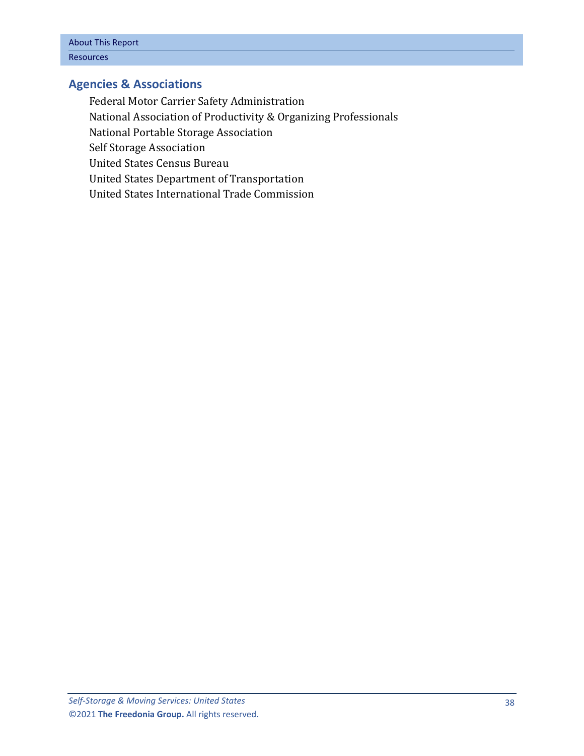## Agencies & Associations

Federal Motor Carrier Safety Administration
National Association of Productivity & Organizing Professionals
National Portable Storage Association
Self Storage Association
United States Census Bureau
United States Department of Transportation
United States International Trade Commission